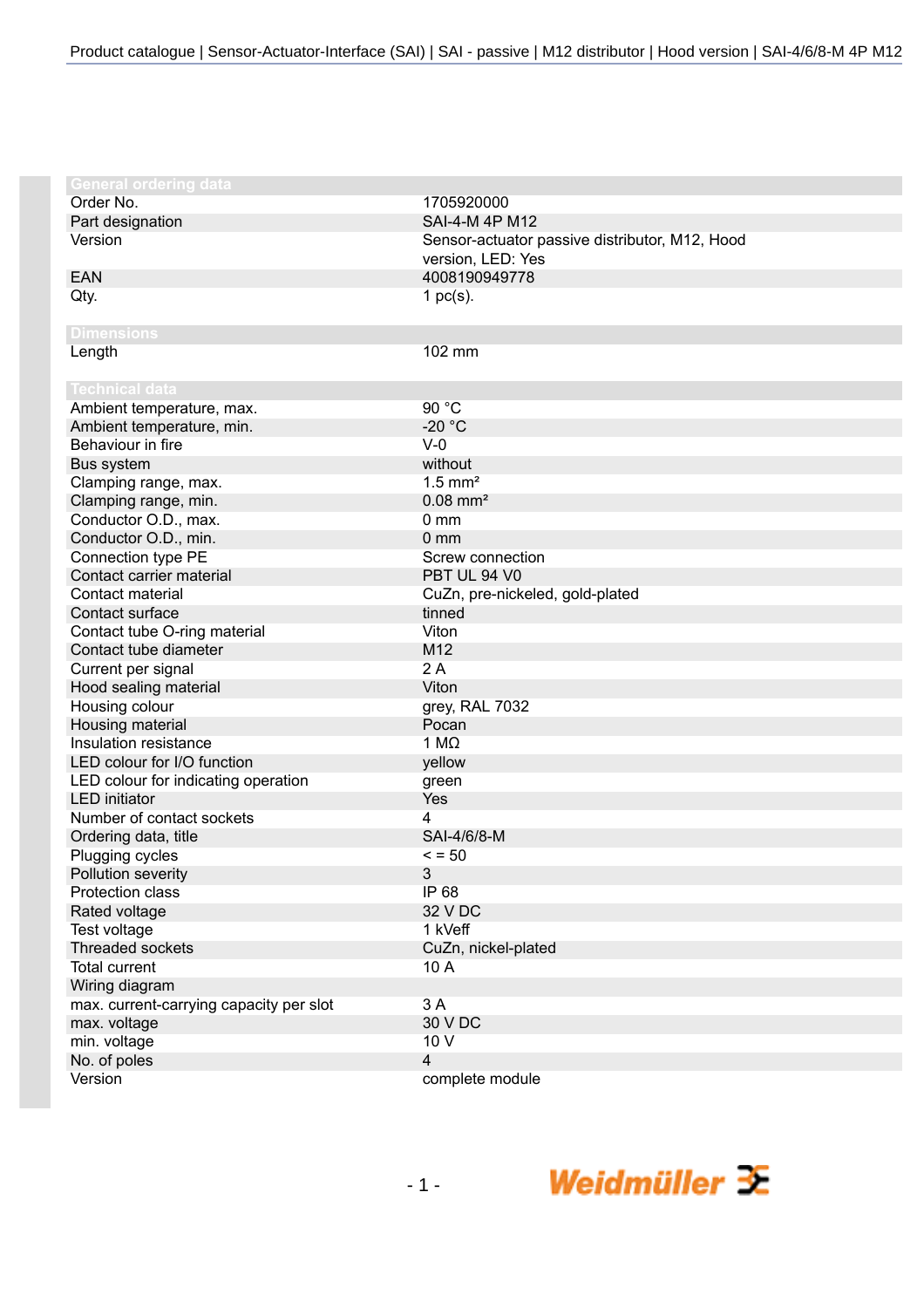## General ordering data

| | |
|---|---|
| Order No. | 1705920000 |
| Part designation | SAI-4-M 4P M12 |
| Version | Sensor-actuator passive distributor, M12, Hood version, LED: Yes |
| EAN | 4008190949778 |
| Qty. | 1 pc(s). |

## Dimensions

| | |
|---|---|
| Length | 102 mm |

## Technical data

| | |
|---|---|
| Ambient temperature, max. | 90 °C |
| Ambient temperature, min. | -20 °C |
| Behaviour in fire | V-0 |
| Bus system | without |
| Clamping range, max. | 1.5 mm² |
| Clamping range, min. | 0.08 mm² |
| Conductor O.D., max. | 0 mm |
| Conductor O.D., min. | 0 mm |
| Connection type PE | Screw connection |
| Contact carrier material | PBT UL 94 V0 |
| Contact material | CuZn, pre-nickeled, gold-plated |
| Contact surface | tinned |
| Contact tube O-ring material | Viton |
| Contact tube diameter | M12 |
| Current per signal | 2 A |
| Hood sealing material | Viton |
| Housing colour | grey, RAL 7032 |
| Housing material | Pocan |
| Insulation resistance | 1 MΩ |
| LED colour for I/O function | yellow |
| LED colour for indicating operation | green |
| LED initiator | Yes |
| Number of contact sockets | 4 |
| Ordering data, title | SAI-4/6/8-M |
| Plugging cycles | < = 50 |
| Pollution severity | 3 |
| Protection class | IP 68 |
| Rated voltage | 32 V DC |
| Test voltage | 1 kVeff |
| Threaded sockets | CuZn, nickel-plated |
| Total current | 10 A |
| Wiring diagram | |
| max. current-carrying capacity per slot | 3 A |
| max. voltage | 30 V DC |
| min. voltage | 10 V |
| No. of poles | 4 |
| Version | complete module |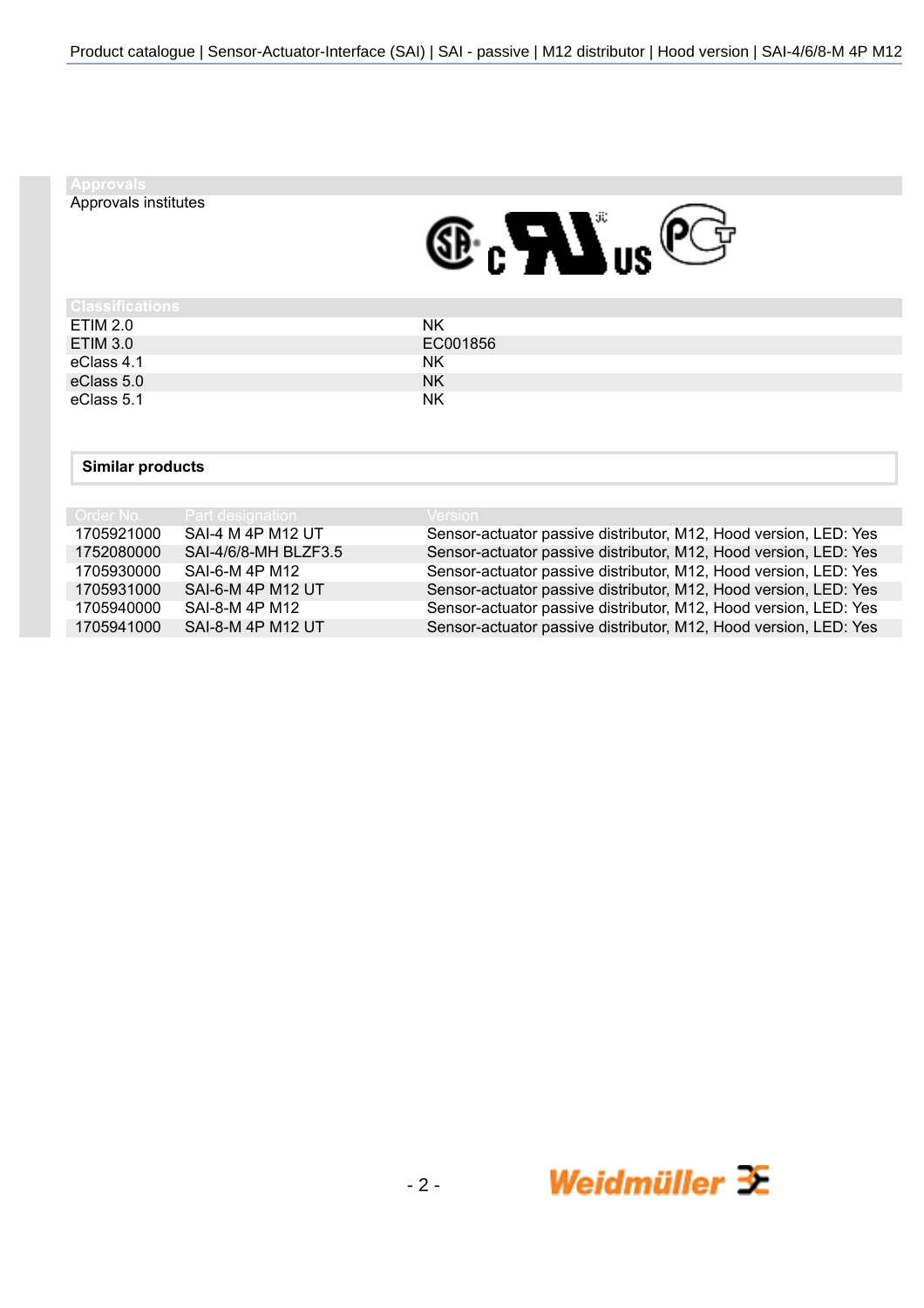## Approvals

| | |
|---|---|
| Approvals institutes | |

## Classifications

| | |
|---|---|
| ETIM 2.0 | NK |
| ETIM 3.0 | EC001856 |
| eClass 4.1 | NK |
| eClass 5.0 | NK |
| eClass 5.1 | NK |

## Similar products

| Order No. | Part designation | Version |
|---|---|---|
| 1705921000 | SAI-4 M 4P M12 UT | Sensor-actuator passive distributor, M12, Hood version, LED: Yes |
| 1752080000 | SAI-4/6/8-MH BLZF3.5 | Sensor-actuator passive distributor, M12, Hood version, LED: Yes |
| 1705930000 | SAI-6-M 4P M12 | Sensor-actuator passive distributor, M12, Hood version, LED: Yes |
| 1705931000 | SAI-6-M 4P M12 UT | Sensor-actuator passive distributor, M12, Hood version, LED: Yes |
| 1705940000 | SAI-8-M 4P M12 | Sensor-actuator passive distributor, M12, Hood version, LED: Yes |
| 1705941000 | SAI-8-M 4P M12 UT | Sensor-actuator passive distributor, M12, Hood version, LED: Yes |